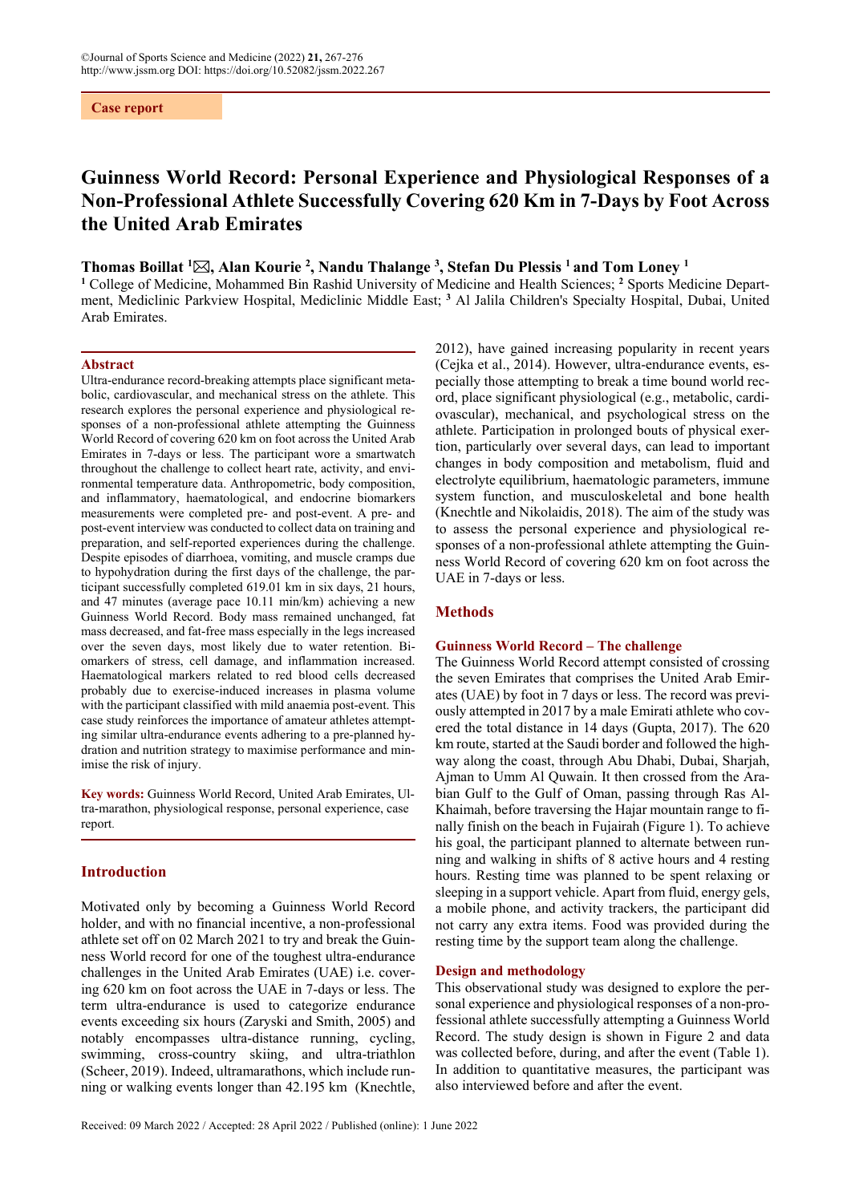Case report

# Guinness World Record: Personal Experience and Physiological Responses of a Non-Professional Athlete Successfully Covering 620 Km in 7-Days by Foot Across the United Arab Emirates

**Thomas Boillat [1]✉, Alan Kourie [2], Nandu Thalange [3], Stefan Du Plessis [1] and Tom Loney [1]**

[1] College of Medicine, Mohammed Bin Rashid University of Medicine and Health Sciences; [2] Sports Medicine Department, Mediclinic Parkview Hospital, Mediclinic Middle East; [3] Al Jalila Children's Specialty Hospital, Dubai, United Arab Emirates.

## Abstract

Ultra-endurance record-breaking attempts place significant metabolic, cardiovascular, and mechanical stress on the athlete. This research explores the personal experience and physiological responses of a non-professional athlete attempting the Guinness World Record of covering 620 km on foot across the United Arab Emirates in 7-days or less. The participant wore a smartwatch throughout the challenge to collect heart rate, activity, and environmental temperature data. Anthropometric, body composition, and inflammatory, haematological, and endocrine biomarkers measurements were completed pre- and post-event. A pre- and post-event interview was conducted to collect data on training and preparation, and self-reported experiences during the challenge. Despite episodes of diarrhoea, vomiting, and muscle cramps due to hypohydration during the first days of the challenge, the participant successfully completed 619.01 km in six days, 21 hours, and 47 minutes (average pace 10.11 min/km) achieving a new Guinness World Record. Body mass remained unchanged, fat mass decreased, and fat-free mass especially in the legs increased over the seven days, most likely due to water retention. Biomarkers of stress, cell damage, and inflammation increased. Haematological markers related to red blood cells decreased probably due to exercise-induced increases in plasma volume with the participant classified with mild anaemia post-event. This case study reinforces the importance of amateur athletes attempting similar ultra-endurance events adhering to a pre-planned hydration and nutrition strategy to maximise performance and minimise the risk of injury.

**Key words:** Guinness World Record, United Arab Emirates, Ultra-marathon, physiological response, personal experience, case report.

## Introduction

Motivated only by becoming a Guinness World Record holder, and with no financial incentive, a non-professional athlete set off on 02 March 2021 to try and break the Guinness World record for one of the toughest ultra-endurance challenges in the United Arab Emirates (UAE) i.e. covering 620 km on foot across the UAE in 7-days or less. The term ultra-endurance is used to categorize endurance events exceeding six hours (Zaryski and Smith, 2005) and notably encompasses ultra-distance running, cycling, swimming, cross-country skiing, and ultra-triathlon (Scheer, 2019). Indeed, ultramarathons, which include running or walking events longer than 42.195 km (Knechtle, 2012), have gained increasing popularity in recent years (Cejka et al., 2014). However, ultra-endurance events, especially those attempting to break a time bound world record, place significant physiological (e.g., metabolic, cardiovascular), mechanical, and psychological stress on the athlete. Participation in prolonged bouts of physical exertion, particularly over several days, can lead to important changes in body composition and metabolism, fluid and electrolyte equilibrium, haematologic parameters, immune system function, and musculoskeletal and bone health (Knechtle and Nikolaidis, 2018). The aim of the study was to assess the personal experience and physiological responses of a non-professional athlete attempting the Guinness World Record of covering 620 km on foot across the UAE in 7-days or less.

## Methods

### Guinness World Record – The challenge

The Guinness World Record attempt consisted of crossing the seven Emirates that comprises the United Arab Emirates (UAE) by foot in 7 days or less. The record was previously attempted in 2017 by a male Emirati athlete who covered the total distance in 14 days (Gupta, 2017). The 620 km route, started at the Saudi border and followed the highway along the coast, through Abu Dhabi, Dubai, Sharjah, Ajman to Umm Al Quwain. It then crossed from the Arabian Gulf to the Gulf of Oman, passing through Ras Al-Khaimah, before traversing the Hajar mountain range to finally finish on the beach in Fujairah (Figure 1). To achieve his goal, the participant planned to alternate between running and walking in shifts of 8 active hours and 4 resting hours. Resting time was planned to be spent relaxing or sleeping in a support vehicle. Apart from fluid, energy gels, a mobile phone, and activity trackers, the participant did not carry any extra items. Food was provided during the resting time by the support team along the challenge.

### Design and methodology

This observational study was designed to explore the personal experience and physiological responses of a non-professional athlete successfully attempting a Guinness World Record. The study design is shown in Figure 2 and data was collected before, during, and after the event (Table 1). In addition to quantitative measures, the participant was also interviewed before and after the event.

Received: 09 March 2022 / Accepted: 28 April 2022 / Published (online): 1 June 2022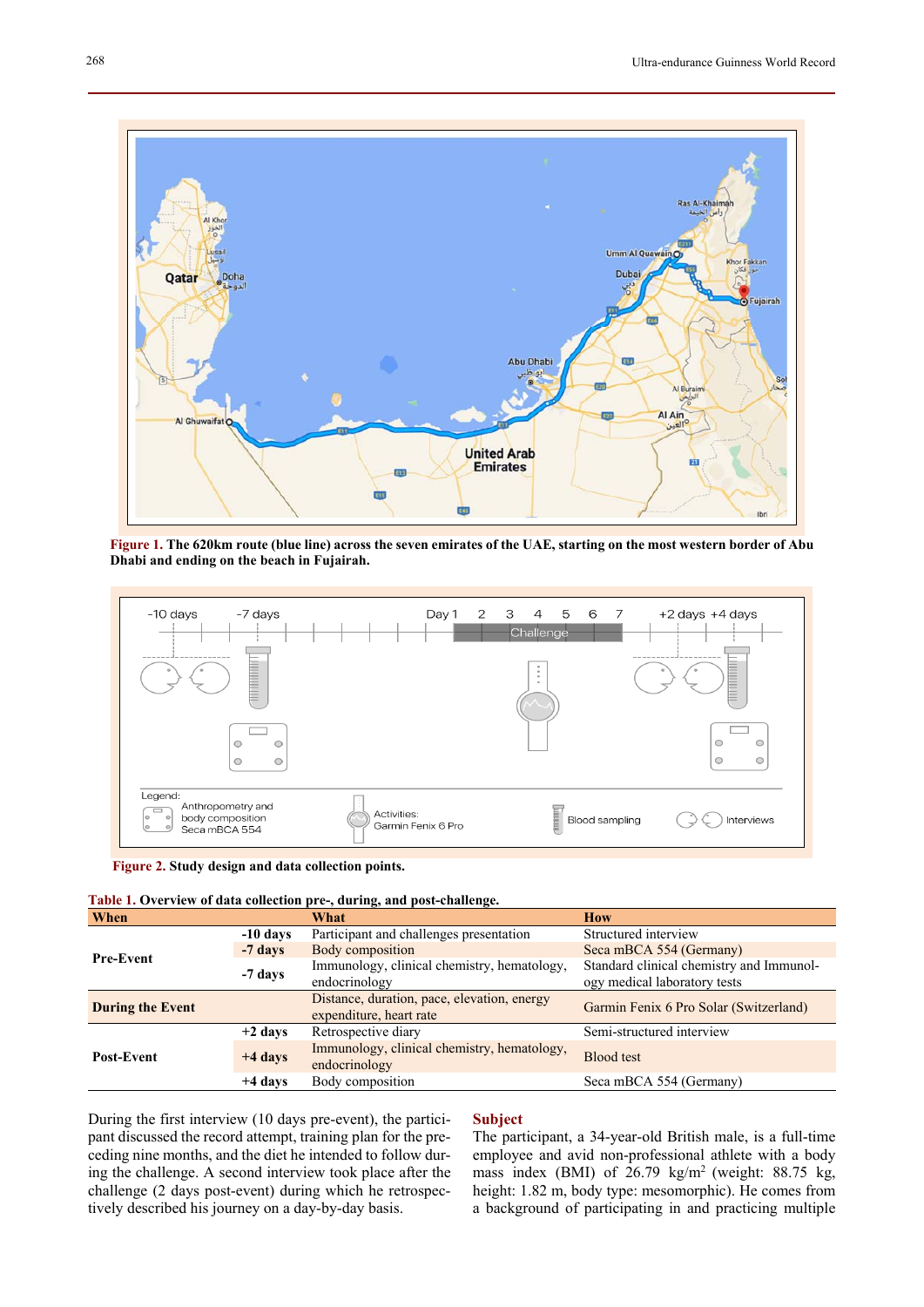Figure 1. The 620km route (blue line) across the seven emirates of the UAE, starting on the most western border of Abu Dhabi and ending on the beach in Fujairah.

Figure 2. Study design and data collection points.

Table 1. Overview of data collection pre-, during, and post-challenge.

| When | | What | How |
|---|---|---|---|
| Pre-Event | -10 days | Participant and challenges presentation | Structured interview |
| | -7 days | Body composition | Seca mBCA 554 (Germany) |
| | -7 days | Immunology, clinical chemistry, hematology, endocrinology | Standard clinical chemistry and Immunology medical laboratory tests |
| During the Event | | Distance, duration, pace, elevation, energy expenditure, heart rate | Garmin Fenix 6 Pro Solar (Switzerland) |
| Post-Event | +2 days | Retrospective diary | Semi-structured interview |
| | +4 days | Immunology, clinical chemistry, hematology, endocrinology | Blood test |
| | +4 days | Body composition | Seca mBCA 554 (Germany) |

During the first interview (10 days pre-event), the participant discussed the record attempt, training plan for the preceding nine months, and the diet he intended to follow during the challenge. A second interview took place after the challenge (2 days post-event) during which he retrospectively described his journey on a day-by-day basis.

## Subject

The participant, a 34-year-old British male, is a full-time employee and avid non-professional athlete with a body mass index (BMI) of 26.79 kg/m$^2$ (weight: 88.75 kg, height: 1.82 m, body type: mesomorphic). He comes from a background of participating in and practicing multiple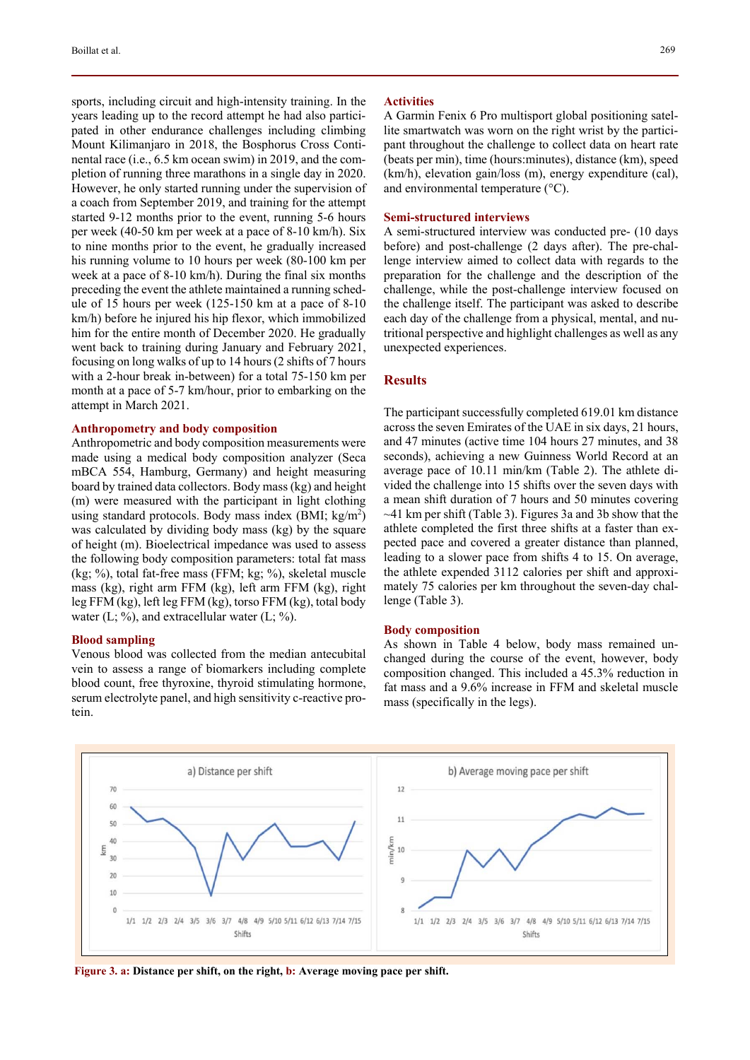sports, including circuit and high-intensity training. In the years leading up to the record attempt he had also participated in other endurance challenges including climbing Mount Kilimanjaro in 2018, the Bosphorus Cross Continental race (i.e., 6.5 km ocean swim) in 2019, and the completion of running three marathons in a single day in 2020. However, he only started running under the supervision of a coach from September 2019, and training for the attempt started 9-12 months prior to the event, running 5-6 hours per week (40-50 km per week at a pace of 8-10 km/h). Six to nine months prior to the event, he gradually increased his running volume to 10 hours per week (80-100 km per week at a pace of 8-10 km/h). During the final six months preceding the event the athlete maintained a running schedule of 15 hours per week (125-150 km at a pace of 8-10 km/h) before he injured his hip flexor, which immobilized him for the entire month of December 2020. He gradually went back to training during January and February 2021, focusing on long walks of up to 14 hours (2 shifts of 7 hours with a 2-hour break in-between) for a total 75-150 km per month at a pace of 5-7 km/hour, prior to embarking on the attempt in March 2021.

### Anthropometry and body composition

Anthropometric and body composition measurements were made using a medical body composition analyzer (Seca mBCA 554, Hamburg, Germany) and height measuring board by trained data collectors. Body mass (kg) and height (m) were measured with the participant in light clothing using standard protocols. Body mass index (BMI; kg/m$^2$) was calculated by dividing body mass (kg) by the square of height (m). Bioelectrical impedance was used to assess the following body composition parameters: total fat mass (kg; %), total fat-free mass (FFM; kg; %), skeletal muscle mass (kg), right arm FFM (kg), left arm FFM (kg), right leg FFM (kg), left leg FFM (kg), torso FFM (kg), total body water (L; %), and extracellular water (L; %).

### Blood sampling

Venous blood was collected from the median antecubital vein to assess a range of biomarkers including complete blood count, free thyroxine, thyroid stimulating hormone, serum electrolyte panel, and high sensitivity c-reactive protein.

### Activities

A Garmin Fenix 6 Pro multisport global positioning satellite smartwatch was worn on the right wrist by the participant throughout the challenge to collect data on heart rate (beats per min), time (hours:minutes), distance (km), speed (km/h), elevation gain/loss (m), energy expenditure (cal), and environmental temperature (°C).

### Semi-structured interviews

A semi-structured interview was conducted pre- (10 days before) and post-challenge (2 days after). The pre-challenge interview aimed to collect data with regards to the preparation for the challenge and the description of the challenge, while the post-challenge interview focused on the challenge itself. The participant was asked to describe each day of the challenge from a physical, mental, and nutritional perspective and highlight challenges as well as any unexpected experiences.

## Results

The participant successfully completed 619.01 km distance across the seven Emirates of the UAE in six days, 21 hours, and 47 minutes (active time 104 hours 27 minutes, and 38 seconds), achieving a new Guinness World Record at an average pace of 10.11 min/km (Table 2). The athlete divided the challenge into 15 shifts over the seven days with a mean shift duration of 7 hours and 50 minutes covering ~41 km per shift (Table 3). Figures 3a and 3b show that the athlete completed the first three shifts at a faster than expected pace and covered a greater distance than planned, leading to a slower pace from shifts 4 to 15. On average, the athlete expended 3112 calories per shift and approximately 75 calories per km throughout the seven-day challenge (Table 3).

### Body composition

As shown in Table 4 below, body mass remained unchanged during the course of the event, however, body composition changed. This included a 45.3% reduction in fat mass and a 9.6% increase in FFM and skeletal muscle mass (specifically in the legs).

**Figure 3. a: Distance per shift, on the right, b: Average moving pace per shift.**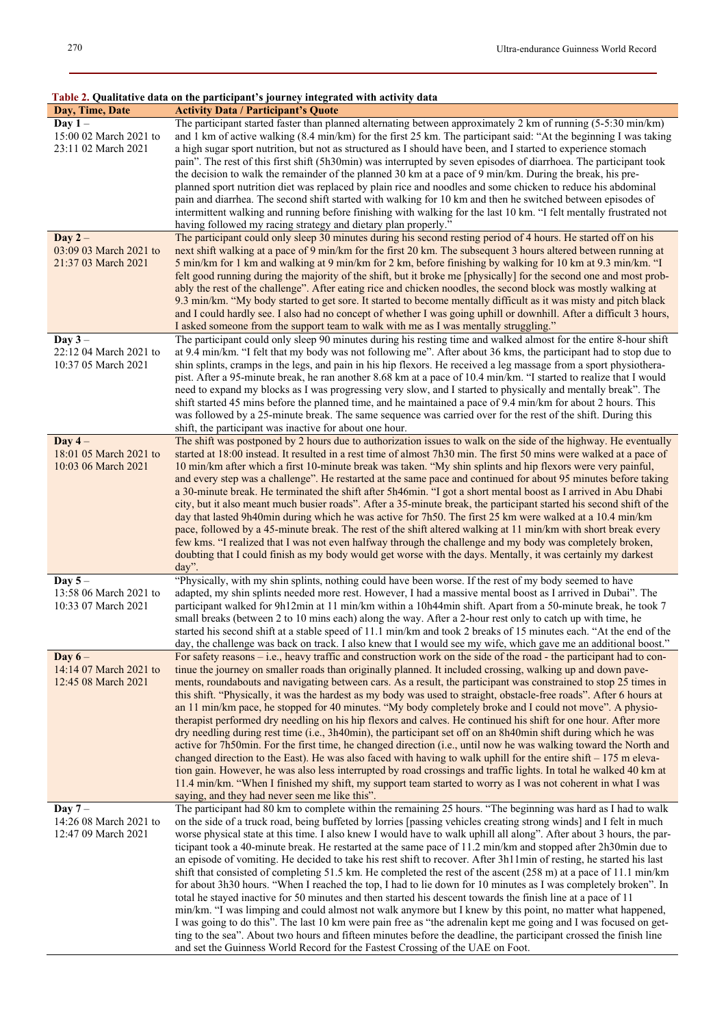**Table 2. Qualitative data on the participant's journey integrated with activity data**

| Day, Time, Date | Activity Data / Participant's Quote |
|---|---|
| **Day 1** – 15:00 02 March 2021 to 23:11 02 March 2021 | The participant started faster than planned alternating between approximately 2 km of running (5-5:30 min/km) and 1 km of active walking (8.4 min/km) for the first 25 km. The participant said: "At the beginning I was taking a high sugar sport nutrition, but not as structured as I should have been, and I started to experience stomach pain". The rest of this first shift (5h30min) was interrupted by seven episodes of diarrhoea. The participant took the decision to walk the remainder of the planned 30 km at a pace of 9 min/km. During the break, his pre-planned sport nutrition diet was replaced by plain rice and noodles and some chicken to reduce his abdominal pain and diarrhea. The second shift started with walking for 10 km and then he switched between episodes of intermittent walking and running before finishing with walking for the last 10 km. "I felt mentally frustrated not having followed my racing strategy and dietary plan properly." |
| **Day 2** – 03:09 03 March 2021 to 21:37 03 March 2021 | The participant could only sleep 30 minutes during his second resting period of 4 hours. He started off on his next shift walking at a pace of 9 min/km for the first 20 km. The subsequent 3 hours altered between running at 5 min/km for 1 km and walking at 9 min/km for 2 km, before finishing by walking for 10 km at 9.3 min/km. "I felt good running during the majority of the shift, but it broke me [physically] for the second one and most probably the rest of the challenge". After eating rice and chicken noodles, the second block was mostly walking at 9.3 min/km. "My body started to get sore. It started to become mentally difficult as it was misty and pitch black and I could hardly see. I also had no concept of whether I was going uphill or downhill. After a difficult 3 hours, I asked someone from the support team to walk with me as I was mentally struggling." |
| **Day 3** – 22:12 04 March 2021 to 10:37 05 March 2021 | The participant could only sleep 90 minutes during his resting time and walked almost for the entire 8-hour shift at 9.4 min/km. "I felt my body was not following me". After about 36 kms, the participant had to stop due to shin splints, cramps in the legs, and pain in his hip flexors. He received a leg massage from a sport physiotherapist. After a 95-minute break, he ran another 8.68 km at a pace of 10.4 min/km. "I started to realize that I would need to expand my blocks as I was progressing very slow, and I started to physically and mentally break". The shift started 45 mins before the planned time, and he maintained a pace of 9.4 min/km for about 2 hours. This was followed by a 25-minute break. The same sequence was carried over for the rest of the shift. During this shift, the participant was inactive for about one hour. |
| **Day 4** – 18:01 05 March 2021 to 10:03 06 March 2021 | The shift was postponed by 2 hours due to authorization issues to walk on the side of the highway. He eventually started at 18:00 instead. It resulted in a rest time of almost 7h30 min. The first 50 mins were walked at a pace of 10 min/km after which a first 10-minute break was taken. "My shin splints and hip flexors were very painful, and every step was a challenge". He restarted at the same pace and continued for about 95 minutes before taking a 30-minute break. He terminated the shift after 5h46min. "I got a short mental boost as I arrived in Abu Dhabi city, but it also meant much busier roads". After a 35-minute break, the participant started his second shift of the day that lasted 9h40min during which he was active for 7h50. The first 25 km were walked at a 10.4 min/km pace, followed by a 45-minute break. The rest of the shift altered walking at 11 min/km with short break every few kms. "I realized that I was not even halfway through the challenge and my body was completely broken, doubting that I could finish as my body would get worse with the days. Mentally, it was certainly my darkest day". |
| **Day 5** – 13:58 06 March 2021 to 10:33 07 March 2021 | "Physically, with my shin splints, nothing could have been worse. If the rest of my body seemed to have adapted, my shin splints needed more rest. However, I had a massive mental boost as I arrived in Dubai". The participant walked for 9h12min at 11 min/km within a 10h44min shift. Apart from a 50-minute break, he took 7 small breaks (between 2 to 10 mins each) along the way. After a 2-hour rest only to catch up with time, he started his second shift at a stable speed of 11.1 min/km and took 2 breaks of 15 minutes each. "At the end of the day, the challenge was back on track. I also knew that I would see my wife, which gave me an additional boost." |
| **Day 6** – 14:14 07 March 2021 to 12:45 08 March 2021 | For safety reasons – i.e., heavy traffic and construction work on the side of the road - the participant had to continue the journey on smaller roads than originally planned. It included crossing, walking up and down pavements, roundabouts and navigating between cars. As a result, the participant was constrained to stop 25 times in this shift. "Physically, it was the hardest as my body was used to straight, obstacle-free roads". After 6 hours at an 11 min/km pace, he stopped for 40 minutes. "My body completely broke and I could not move". A physiotherapist performed dry needling on his hip flexors and calves. He continued his shift for one hour. After more dry needling during rest time (i.e., 3h40min), the participant set off on an 8h40min shift during which he was active for 7h50min. For the first time, he changed direction (i.e., until now he was walking toward the North and changed direction to the East). He was also faced with having to walk uphill for the entire shift – 175 m elevation gain. However, he was also less interrupted by road crossings and traffic lights. In total he walked 40 km at 11.4 min/km. "When I finished my shift, my support team started to worry as I was not coherent in what I was saying, and they had never seen me like this". |
| **Day 7** – 14:26 08 March 2021 to 12:47 09 March 2021 | The participant had 80 km to complete within the remaining 25 hours. "The beginning was hard as I had to walk on the side of a truck road, being buffeted by lorries [passing vehicles creating strong winds] and I felt in much worse physical state at this time. I also knew I would have to walk uphill all along". After about 3 hours, the participant took a 40-minute break. He restarted at the same pace of 11.2 min/km and stopped after 2h30min due to an episode of vomiting. He decided to take his rest shift to recover. After 3h11min of resting, he started his last shift that consisted of completing 51.5 km. He completed the rest of the ascent (258 m) at a pace of 11.1 min/km for about 3h30 hours. "When I reached the top, I had to lie down for 10 minutes as I was completely broken". In total he stayed inactive for 50 minutes and then started his descent towards the finish line at a pace of 11 min/km. "I was limping and could almost not walk anymore but I knew by this point, no matter what happened, I was going to do this". The last 10 km were pain free as "the adrenalin kept me going and I was focused on getting to the sea". About two hours and fifteen minutes before the deadline, the participant crossed the finish line and set the Guinness World Record for the Fastest Crossing of the UAE on Foot. |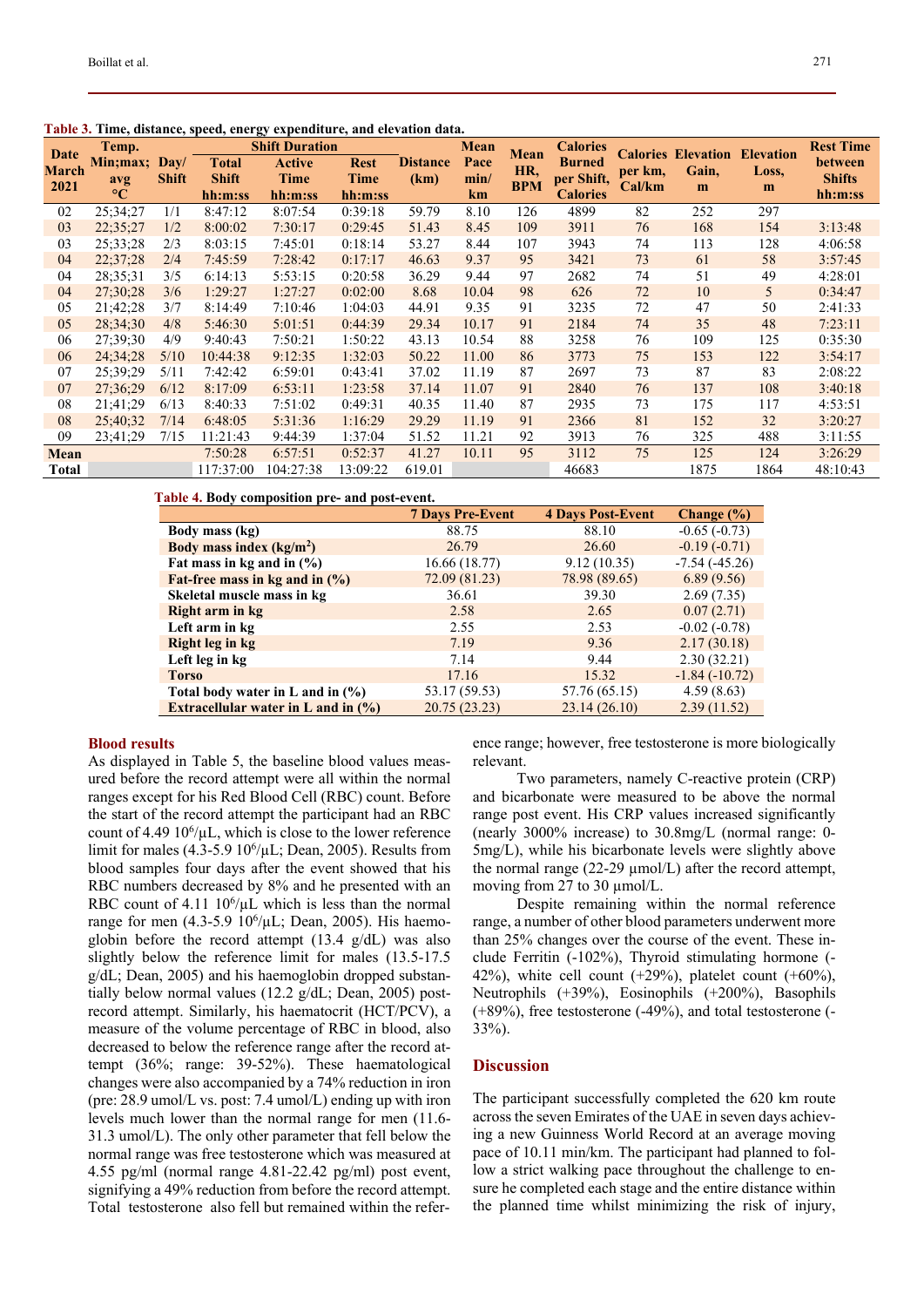**Table 3. Time, distance, speed, energy expenditure, and elevation data.**

| Date March 2021 | Temp. Min;max; avg °C | Day/ Shift | Shift Duration | | | Distance (km) | Mean Pace min/ km | Mean HR, BPM | Calories Burned per Shift, Calories | Calories per km, Cal/km | Elevation Gain, m | Elevation Loss, m | Rest Time between Shifts hh:mm:ss |
|---|---|---|---|---|---|---|---|---|---|---|---|---|---|
| | | | Total Shift hh:mm:ss | Active Time hh:mm:ss | Rest Time hh:mm:ss | | | | | | | | |
| 02 | 25;34;27 | 1/1 | 8:47:12 | 8:07:54 | 0:39:18 | 59.79 | 8.10 | 126 | 4899 | 82 | 252 | 297 | |
| 03 | 22;35;27 | 1/2 | 8:00:02 | 7:30:17 | 0:29:45 | 51.43 | 8.45 | 109 | 3911 | 76 | 168 | 154 | 3:13:48 |
| 03 | 25;33;28 | 2/3 | 8:03:15 | 7:45:01 | 0:18:14 | 53.27 | 8.44 | 107 | 3943 | 74 | 113 | 128 | 4:06:58 |
| 04 | 22;37;28 | 2/4 | 7:45:59 | 7:28:42 | 0:17:17 | 46.63 | 9.37 | 95 | 3421 | 73 | 61 | 58 | 3:57:45 |
| 04 | 28;35;31 | 3/5 | 6:14:13 | 5:53:15 | 0:20:58 | 36.29 | 9.44 | 97 | 2682 | 74 | 51 | 49 | 4:28:01 |
| 04 | 27;30;28 | 3/6 | 1:29:27 | 1:27:27 | 0:02:00 | 8.68 | 10.04 | 98 | 626 | 72 | 10 | 5 | 0:34:47 |
| 05 | 21;42;28 | 3/7 | 8:14:49 | 7:10:46 | 1:04:03 | 44.91 | 9.35 | 91 | 3235 | 72 | 47 | 50 | 2:41:33 |
| 05 | 28;34;30 | 4/8 | 5:46:30 | 5:01:51 | 0:44:39 | 29.34 | 10.17 | 91 | 2184 | 74 | 35 | 48 | 7:23:11 |
| 06 | 27;39;30 | 4/9 | 9:40:43 | 7:50:21 | 1:50:22 | 43.13 | 10.54 | 88 | 3258 | 76 | 109 | 125 | 0:35:30 |
| 06 | 24;34;28 | 5/10 | 10:44:38 | 9:12:35 | 1:32:03 | 50.22 | 11.00 | 86 | 3773 | 75 | 153 | 122 | 3:54:17 |
| 07 | 25;39;29 | 5/11 | 7:42:42 | 6:59:01 | 0:43:41 | 37.02 | 11.19 | 87 | 2697 | 73 | 87 | 83 | 2:08:22 |
| 07 | 27;36;29 | 6/12 | 8:17:09 | 6:53:11 | 1:23:58 | 37.14 | 11.07 | 91 | 2840 | 76 | 137 | 108 | 3:40:18 |
| 08 | 21;41;29 | 6/13 | 8:40:33 | 7:51:02 | 0:49:31 | 40.35 | 11.40 | 87 | 2935 | 73 | 175 | 117 | 4:53:51 |
| 08 | 25;40;32 | 7/14 | 6:48:05 | 5:31:36 | 1:16:29 | 29.29 | 11.19 | 91 | 2366 | 81 | 152 | 32 | 3:20:27 |
| 09 | 23;41;29 | 7/15 | 11:21:43 | 9:44:39 | 1:37:04 | 51.52 | 11.21 | 92 | 3913 | 76 | 325 | 488 | 3:11:55 |
| **Mean** | | | 7:50:28 | 6:57:51 | 0:52:37 | 41.27 | 10.11 | 95 | 3112 | 75 | 125 | 124 | 3:26:29 |
| **Total** | | | 117:37:00 | 104:27:38 | 13:09:22 | 619.01 | | | 46683 | | 1875 | 1864 | 48:10:43 |

**Table 4. Body composition pre- and post-event.**

| | 7 Days Pre-Event | 4 Days Post-Event | Change (%) |
|---|---|---|---|
| **Body mass (kg)** | 88.75 | 88.10 | -0.65 (-0.73) |
| **Body mass index (kg/m$^2$)** | 26.79 | 26.60 | -0.19 (-0.71) |
| **Fat mass in kg and in (%)** | 16.66 (18.77) | 9.12 (10.35) | -7.54 (-45.26) |
| **Fat-free mass in kg and in (%)** | 72.09 (81.23) | 78.98 (89.65) | 6.89 (9.56) |
| **Skeletal muscle mass in kg** | 36.61 | 39.30 | 2.69 (7.35) |
| **Right arm in kg** | 2.58 | 2.65 | 0.07 (2.71) |
| **Left arm in kg** | 2.55 | 2.53 | -0.02 (-0.78) |
| **Right leg in kg** | 7.19 | 9.36 | 2.17 (30.18) |
| **Left leg in kg** | 7.14 | 9.44 | 2.30 (32.21) |
| **Torso** | 17.16 | 15.32 | -1.84 (-10.72) |
| **Total body water in L and in (%)** | 53.17 (59.53) | 57.76 (65.15) | 4.59 (8.63) |
| **Extracellular water in L and in (%)** | 20.75 (23.23) | 23.14 (26.10) | 2.39 (11.52) |

### Blood results

As displayed in Table 5, the baseline blood values measured before the record attempt were all within the normal ranges except for his Red Blood Cell (RBC) count. Before the start of the record attempt the participant had an RBC count of 4.49 $10^6$/µL, which is close to the lower reference limit for males (4.3-5.9 $10^6$/µL; Dean, 2005). Results from blood samples four days after the event showed that his RBC numbers decreased by 8% and he presented with an RBC count of 4.11 $10^6$/µL which is less than the normal range for men (4.3-5.9 $10^6$/µL; Dean, 2005). His haemoglobin before the record attempt (13.4 g/dL) was also slightly below the reference limit for males (13.5-17.5 g/dL; Dean, 2005) and his haemoglobin dropped substantially below normal values (12.2 g/dL; Dean, 2005) post-record attempt. Similarly, his haematocrit (HCT/PCV), a measure of the volume percentage of RBC in blood, also decreased to below the reference range after the record attempt (36%; range: 39-52%). These haematological changes were also accompanied by a 74% reduction in iron (pre: 28.9 umol/L vs. post: 7.4 umol/L) ending up with iron levels much lower than the normal range for men (11.6-31.3 umol/L). The only other parameter that fell below the normal range was free testosterone which was measured at 4.55 pg/ml (normal range 4.81-22.42 pg/ml) post event, signifying a 49% reduction from before the record attempt. Total testosterone also fell but remained within the reference range; however, free testosterone is more biologically relevant.

Two parameters, namely C-reactive protein (CRP) and bicarbonate were measured to be above the normal range post event. His CRP values increased significantly (nearly 3000% increase) to 30.8mg/L (normal range: 0-5mg/L), while his bicarbonate levels were slightly above the normal range (22-29 µmol/L) after the record attempt, moving from 27 to 30 µmol/L.

Despite remaining within the normal reference range, a number of other blood parameters underwent more than 25% changes over the course of the event. These include Ferritin (-102%), Thyroid stimulating hormone (-42%), white cell count (+29%), platelet count (+60%), Neutrophils (+39%), Eosinophils (+200%), Basophils (+89%), free testosterone (-49%), and total testosterone (-33%).

## Discussion

The participant successfully completed the 620 km route across the seven Emirates of the UAE in seven days achieving a new Guinness World Record at an average moving pace of 10.11 min/km. The participant had planned to follow a strict walking pace throughout the challenge to ensure he completed each stage and the entire distance within the planned time whilst minimizing the risk of injury,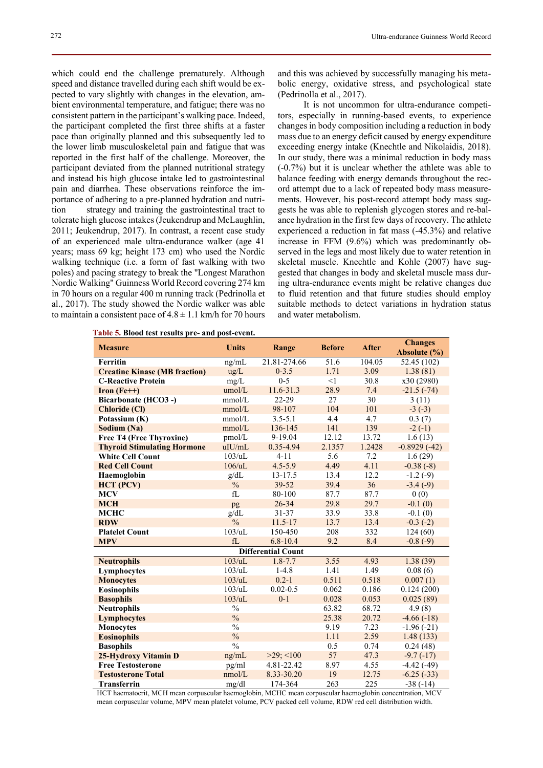which could end the challenge prematurely. Although speed and distance travelled during each shift would be expected to vary slightly with changes in the elevation, ambient environmental temperature, and fatigue; there was no consistent pattern in the participant's walking pace. Indeed, the participant completed the first three shifts at a faster pace than originally planned and this subsequently led to the lower limb musculoskeletal pain and fatigue that was reported in the first half of the challenge. Moreover, the participant deviated from the planned nutritional strategy and instead his high glucose intake led to gastrointestinal pain and diarrhea. These observations reinforce the importance of adhering to a pre-planned hydration and nutrition strategy and training the gastrointestinal tract to tolerate high glucose intakes (Jeukendrup and McLaughlin, 2011; Jeukendrup, 2017). In contrast, a recent case study of an experienced male ultra-endurance walker (age 41 years; mass 69 kg; height 173 cm) who used the Nordic walking technique (i.e. a form of fast walking with two poles) and pacing strategy to break the "Longest Marathon Nordic Walking" Guinness World Record covering 274 km in 70 hours on a regular 400 m running track (Pedrinolla et al., 2017). The study showed the Nordic walker was able to maintain a consistent pace of 4.8 ± 1.1 km/h for 70 hours and this was achieved by successfully managing his metabolic energy, oxidative stress, and psychological state (Pedrinolla et al., 2017).

It is not uncommon for ultra-endurance competitors, especially in running-based events, to experience changes in body composition including a reduction in body mass due to an energy deficit caused by energy expenditure exceeding energy intake (Knechtle and Nikolaidis, 2018). In our study, there was a minimal reduction in body mass (-0.7%) but it is unclear whether the athlete was able to balance feeding with energy demands throughout the record attempt due to a lack of repeated body mass measurements. However, his post-record attempt body mass suggests he was able to replenish glycogen stores and re-balance hydration in the first few days of recovery. The athlete experienced a reduction in fat mass (-45.3%) and relative increase in FFM (9.6%) which was predominantly observed in the legs and most likely due to water retention in skeletal muscle. Knechtle and Kohle (2007) have suggested that changes in body and skeletal muscle mass during ultra-endurance events might be relative changes due to fluid retention and that future studies should employ suitable methods to detect variations in hydration status and water metabolism.

**Table 5. Blood test results pre- and post-event.**

| Measure | Units | Range | Before | After | Changes Absolute (%) |
|---|---|---|---|---|---|
| **Ferritin** | ng/mL | 21.81-274.66 | 51.6 | 104.05 | 52.45 (102) |
| **Creatine Kinase (MB fraction)** | ug/L | 0-3.5 | 1.71 | 3.09 | 1.38 (81) |
| **C-Reactive Protein** | mg/L | 0-5 | <1 | 30.8 | x30 (2980) |
| **Iron (Fe++)** | umol/L | 11.6-31.3 | 28.9 | 7.4 | -21.5 (-74) |
| **Bicarbonate (HCO3 -)** | mmol/L | 22-29 | 27 | 30 | 3 (11) |
| **Chloride (Cl)** | mmol/L | 98-107 | 104 | 101 | -3 (-3) |
| **Potassium (K)** | mmol/L | 3.5-5.1 | 4.4 | 4.7 | 0.3 (7) |
| **Sodium (Na)** | mmol/L | 136-145 | 141 | 139 | -2 (-1) |
| **Free T4 (Free Thyroxine)** | pmol/L | 9-19.04 | 12.12 | 13.72 | 1.6 (13) |
| **Thyroid Stimulating Hormone** | uIU/mL | 0.35-4.94 | 2.1357 | 1.2428 | -0.8929 (-42) |
| **White Cell Count** | 103/uL | 4-11 | 5.6 | 7.2 | 1.6 (29) |
| **Red Cell Count** | 106/uL | 4.5-5.9 | 4.49 | 4.11 | -0.38 (-8) |
| **Haemoglobin** | g/dL | 13-17.5 | 13.4 | 12.2 | -1.2 (-9) |
| **HCT (PCV)** | % | 39-52 | 39.4 | 36 | -3.4 (-9) |
| **MCV** | fL | 80-100 | 87.7 | 87.7 | 0 (0) |
| **MCH** | pg | 26-34 | 29.8 | 29.7 | -0.1 (0) |
| **MCHC** | g/dL | 31-37 | 33.9 | 33.8 | -0.1 (0) |
| **RDW** | % | 11.5-17 | 13.7 | 13.4 | -0.3 (-2) |
| **Platelet Count** | 103/uL | 150-450 | 208 | 332 | 124 (60) |
| **MPV** | fL | 6.8-10.4 | 9.2 | 8.4 | -0.8 (-9) |
| | | **Differential Count** | | | |
| **Neutrophils** | 103/uL | 1.8-7.7 | 3.55 | 4.93 | 1.38 (39) |
| **Lymphocytes** | 103/uL | 1-4.8 | 1.41 | 1.49 | 0.08 (6) |
| **Monocytes** | 103/uL | 0.2-1 | 0.511 | 0.518 | 0.007 (1) |
| **Eosinophils** | 103/uL | 0.02-0.5 | 0.062 | 0.186 | 0.124 (200) |
| **Basophils** | 103/uL | 0-1 | 0.028 | 0.053 | 0.025 (89) |
| **Neutrophils** | % | | 63.82 | 68.72 | 4.9 (8) |
| **Lymphocytes** | % | | 25.38 | 20.72 | -4.66 (-18) |
| **Monocytes** | % | | 9.19 | 7.23 | -1.96 (-21) |
| **Eosinophils** | % | | 1.11 | 2.59 | 1.48 (133) |
| **Basophils** | % | | 0.5 | 0.74 | 0.24 (48) |
| **25-Hydroxy Vitamin D** | ng/mL | >29; <100 | 57 | 47.3 | -9.7 (-17) |
| **Free Testosterone** | pg/ml | 4.81-22.42 | 8.97 | 4.55 | -4.42 (-49) |
| **Testosterone Total** | nmol/L | 8.33-30.20 | 19 | 12.75 | -6.25 (-33) |
| **Transferrin** | mg/dl | 174-364 | 263 | 225 | -38 (-14) |

HCT haematocrit, MCH mean corpuscular haemoglobin, MCHC mean corpuscular haemoglobin concentration, MCV mean corpuscular volume, MPV mean platelet volume, PCV packed cell volume, RDW red cell distribution width.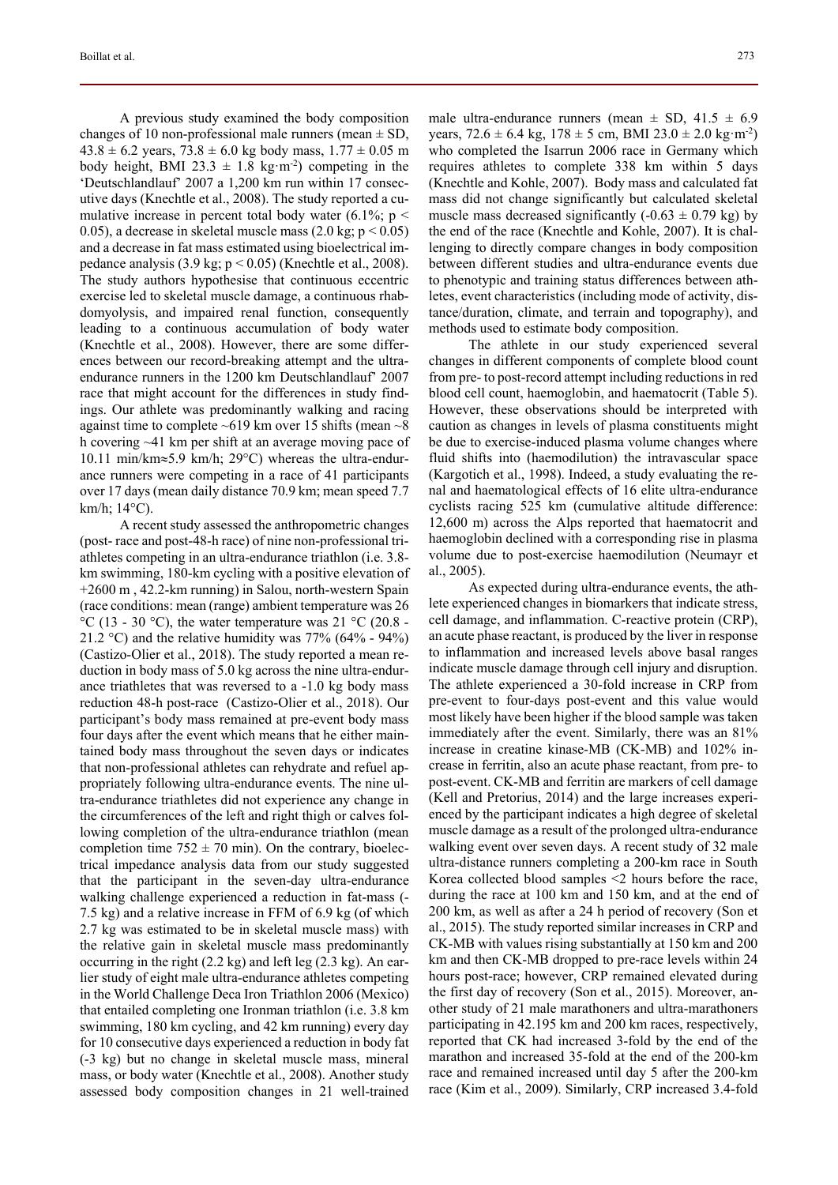A previous study examined the body composition changes of 10 non-professional male runners (mean ± SD, 43.8 ± 6.2 years, 73.8 ± 6.0 kg body mass, 1.77 ± 0.05 m body height, BMI 23.3 ± 1.8 kg·m$^{-2}$) competing in the 'Deutschlandlauf' 2007 a 1,200 km run within 17 consecutive days (Knechtle et al., 2008). The study reported a cumulative increase in percent total body water (6.1%; $p < 0.05$), a decrease in skeletal muscle mass (2.0 kg; $p < 0.05$) and a decrease in fat mass estimated using bioelectrical impedance analysis (3.9 kg; $p < 0.05$) (Knechtle et al., 2008). The study authors hypothesise that continuous eccentric exercise led to skeletal muscle damage, a continuous rhabdomyolysis, and impaired renal function, consequently leading to a continuous accumulation of body water (Knechtle et al., 2008). However, there are some differences between our record-breaking attempt and the ultra-endurance runners in the 1200 km Deutschlandlauf' 2007 race that might account for the differences in study findings. Our athlete was predominantly walking and racing against time to complete ~619 km over 15 shifts (mean ~8 h covering ~41 km per shift at an average moving pace of 10.11 min/km≈5.9 km/h; 29°C) whereas the ultra-endurance runners were competing in a race of 41 participants over 17 days (mean daily distance 70.9 km; mean speed 7.7 km/h; 14°C).

A recent study assessed the anthropometric changes (post- race and post-48-h race) of nine non-professional triathletes competing in an ultra-endurance triathlon (i.e. 3.8-km swimming, 180-km cycling with a positive elevation of +2600 m , 42.2-km running) in Salou, north-western Spain (race conditions: mean (range) ambient temperature was 26 °C (13 - 30 °C), the water temperature was 21 °C (20.8 - 21.2 °C) and the relative humidity was 77% (64% - 94%) (Castizo-Olier et al., 2018). The study reported a mean reduction in body mass of 5.0 kg across the nine ultra-endurance triathletes that was reversed to a -1.0 kg body mass reduction 48-h post-race (Castizo-Olier et al., 2018). Our participant's body mass remained at pre-event body mass four days after the event which means that he either maintained body mass throughout the seven days or indicates that non-professional athletes can rehydrate and refuel appropriately following ultra-endurance events. The nine ultra-endurance triathletes did not experience any change in the circumferences of the left and right thigh or calves following completion of the ultra-endurance triathlon (mean completion time 752 ± 70 min). On the contrary, bioelectrical impedance analysis data from our study suggested that the participant in the seven-day ultra-endurance walking challenge experienced a reduction in fat-mass (-7.5 kg) and a relative increase in FFM of 6.9 kg (of which 2.7 kg was estimated to be in skeletal muscle mass) with the relative gain in skeletal muscle mass predominantly occurring in the right (2.2 kg) and left leg (2.3 kg). An earlier study of eight male ultra-endurance athletes competing in the World Challenge Deca Iron Triathlon 2006 (Mexico) that entailed completing one Ironman triathlon (i.e. 3.8 km swimming, 180 km cycling, and 42 km running) every day for 10 consecutive days experienced a reduction in body fat (-3 kg) but no change in skeletal muscle mass, mineral mass, or body water (Knechtle et al., 2008). Another study assessed body composition changes in 21 well-trained male ultra-endurance runners (mean ± SD, 41.5 ± 6.9 years, 72.6 ± 6.4 kg, 178 ± 5 cm, BMI 23.0 ± 2.0 kg·m$^{-2}$) who completed the Isarrun 2006 race in Germany which requires athletes to complete 338 km within 5 days (Knechtle and Kohle, 2007). Body mass and calculated fat mass did not change significantly but calculated skeletal muscle mass decreased significantly (-0.63 ± 0.79 kg) by the end of the race (Knechtle and Kohle, 2007). It is challenging to directly compare changes in body composition between different studies and ultra-endurance events due to phenotypic and training status differences between athletes, event characteristics (including mode of activity, distance/duration, climate, and terrain and topography), and methods used to estimate body composition.

The athlete in our study experienced several changes in different components of complete blood count from pre- to post-record attempt including reductions in red blood cell count, haemoglobin, and haematocrit (Table 5). However, these observations should be interpreted with caution as changes in levels of plasma constituents might be due to exercise-induced plasma volume changes where fluid shifts into (haemodilution) the intravascular space (Kargotich et al., 1998). Indeed, a study evaluating the renal and haematological effects of 16 elite ultra-endurance cyclists racing 525 km (cumulative altitude difference: 12,600 m) across the Alps reported that haematocrit and haemoglobin declined with a corresponding rise in plasma volume due to post-exercise haemodilution (Neumayr et al., 2005).

As expected during ultra-endurance events, the athlete experienced changes in biomarkers that indicate stress, cell damage, and inflammation. C-reactive protein (CRP), an acute phase reactant, is produced by the liver in response to inflammation and increased levels above basal ranges indicate muscle damage through cell injury and disruption. The athlete experienced a 30-fold increase in CRP from pre-event to four-days post-event and this value would most likely have been higher if the blood sample was taken immediately after the event. Similarly, there was an 81% increase in creatine kinase-MB (CK-MB) and 102% increase in ferritin, also an acute phase reactant, from pre- to post-event. CK-MB and ferritin are markers of cell damage (Kell and Pretorius, 2014) and the large increases experienced by the participant indicates a high degree of skeletal muscle damage as a result of the prolonged ultra-endurance walking event over seven days. A recent study of 32 male ultra-distance runners completing a 200-km race in South Korea collected blood samples <2 hours before the race, during the race at 100 km and 150 km, and at the end of 200 km, as well as after a 24 h period of recovery (Son et al., 2015). The study reported similar increases in CRP and CK-MB with values rising substantially at 150 km and 200 km and then CK-MB dropped to pre-race levels within 24 hours post-race; however, CRP remained elevated during the first day of recovery (Son et al., 2015). Moreover, another study of 21 male marathoners and ultra-marathoners participating in 42.195 km and 200 km races, respectively, reported that CK had increased 3-fold by the end of the marathon and increased 35-fold at the end of the 200-km race and remained increased until day 5 after the 200-km race (Kim et al., 2009). Similarly, CRP increased 3.4-fold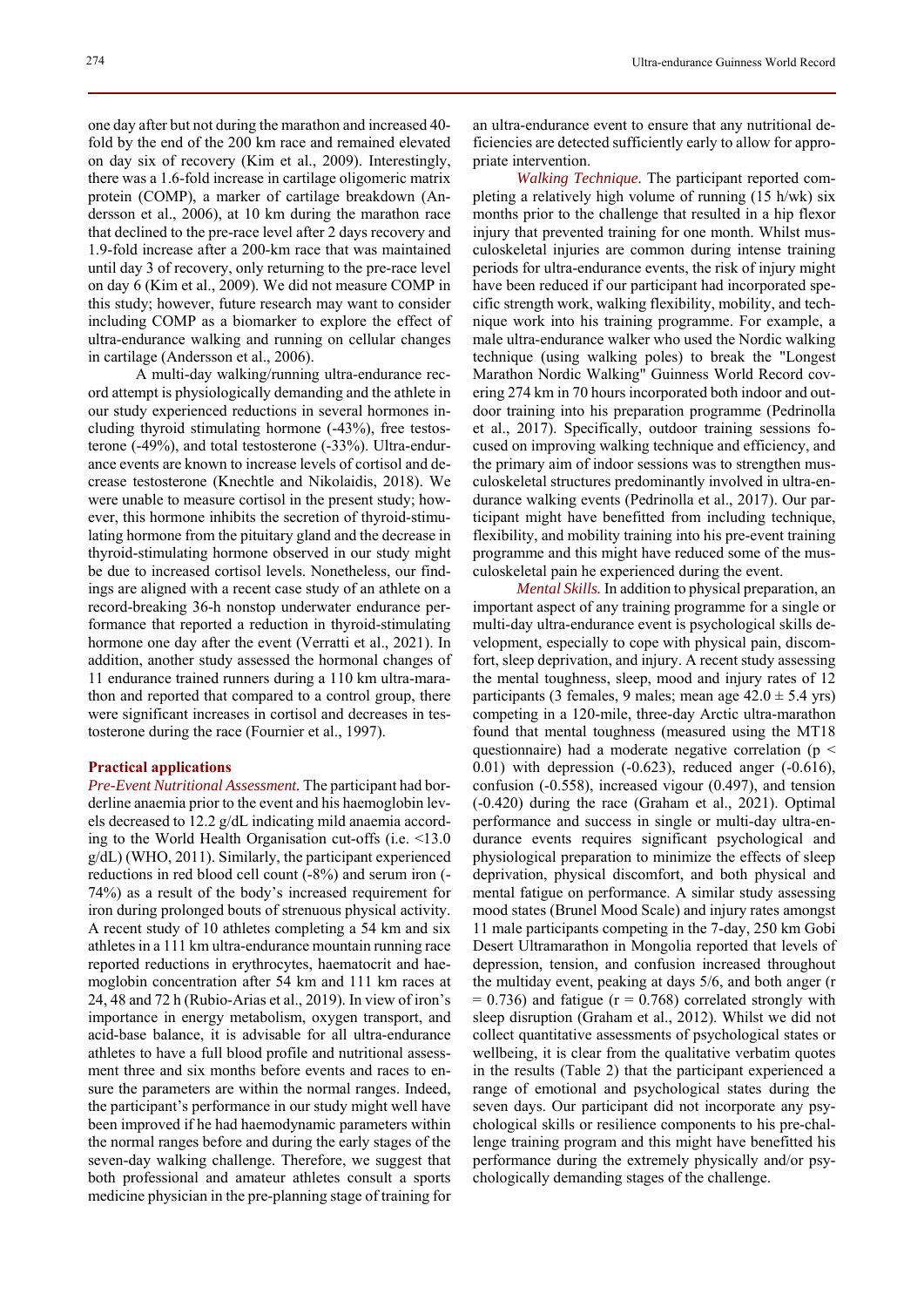one day after but not during the marathon and increased 40-fold by the end of the 200 km race and remained elevated on day six of recovery (Kim et al., 2009). Interestingly, there was a 1.6-fold increase in cartilage oligomeric matrix protein (COMP), a marker of cartilage breakdown (Andersson et al., 2006), at 10 km during the marathon race that declined to the pre-race level after 2 days recovery and 1.9-fold increase after a 200-km race that was maintained until day 3 of recovery, only returning to the pre-race level on day 6 (Kim et al., 2009). We did not measure COMP in this study; however, future research may want to consider including COMP as a biomarker to explore the effect of ultra-endurance walking and running on cellular changes in cartilage (Andersson et al., 2006).

A multi-day walking/running ultra-endurance record attempt is physiologically demanding and the athlete in our study experienced reductions in several hormones including thyroid stimulating hormone (-43%), free testosterone (-49%), and total testosterone (-33%). Ultra-endurance events are known to increase levels of cortisol and decrease testosterone (Knechtle and Nikolaidis, 2018). We were unable to measure cortisol in the present study; however, this hormone inhibits the secretion of thyroid-stimulating hormone from the pituitary gland and the decrease in thyroid-stimulating hormone observed in our study might be due to increased cortisol levels. Nonetheless, our findings are aligned with a recent case study of an athlete on a record-breaking 36-h nonstop underwater endurance performance that reported a reduction in thyroid-stimulating hormone one day after the event (Verratti et al., 2021). In addition, another study assessed the hormonal changes of 11 endurance trained runners during a 110 km ultra-marathon and reported that compared to a control group, there were significant increases in cortisol and decreases in testosterone during the race (Fournier et al., 1997).

### Practical applications

*Pre-Event Nutritional Assessment.* The participant had borderline anaemia prior to the event and his haemoglobin levels decreased to 12.2 g/dL indicating mild anaemia according to the World Health Organisation cut-offs (i.e. <13.0 g/dL) (WHO, 2011). Similarly, the participant experienced reductions in red blood cell count (-8%) and serum iron (-74%) as a result of the body's increased requirement for iron during prolonged bouts of strenuous physical activity. A recent study of 10 athletes completing a 54 km and six athletes in a 111 km ultra-endurance mountain running race reported reductions in erythrocytes, haematocrit and haemoglobin concentration after 54 km and 111 km races at 24, 48 and 72 h (Rubio-Arias et al., 2019). In view of iron's importance in energy metabolism, oxygen transport, and acid-base balance, it is advisable for all ultra-endurance athletes to have a full blood profile and nutritional assessment three and six months before events and races to ensure the parameters are within the normal ranges. Indeed, the participant's performance in our study might well have been improved if he had haemodynamic parameters within the normal ranges before and during the early stages of the seven-day walking challenge. Therefore, we suggest that both professional and amateur athletes consult a sports medicine physician in the pre-planning stage of training for an ultra-endurance event to ensure that any nutritional deficiencies are detected sufficiently early to allow for appropriate intervention.

*Walking Technique.* The participant reported completing a relatively high volume of running (15 h/wk) six months prior to the challenge that resulted in a hip flexor injury that prevented training for one month. Whilst musculoskeletal injuries are common during intense training periods for ultra-endurance events, the risk of injury might have been reduced if our participant had incorporated specific strength work, walking flexibility, mobility, and technique work into his training programme. For example, a male ultra-endurance walker who used the Nordic walking technique (using walking poles) to break the "Longest Marathon Nordic Walking" Guinness World Record covering 274 km in 70 hours incorporated both indoor and outdoor training into his preparation programme (Pedrinolla et al., 2017). Specifically, outdoor training sessions focused on improving walking technique and efficiency, and the primary aim of indoor sessions was to strengthen musculoskeletal structures predominantly involved in ultra-endurance walking events (Pedrinolla et al., 2017). Our participant might have benefitted from including technique, flexibility, and mobility training into his pre-event training programme and this might have reduced some of the musculoskeletal pain he experienced during the event.

*Mental Skills.* In addition to physical preparation, an important aspect of any training programme for a single or multi-day ultra-endurance event is psychological skills development, especially to cope with physical pain, discomfort, sleep deprivation, and injury. A recent study assessing the mental toughness, sleep, mood and injury rates of 12 participants (3 females, 9 males; mean age $42.0 \pm 5.4$ yrs) competing in a 120-mile, three-day Arctic ultra-marathon found that mental toughness (measured using the MT18 questionnaire) had a moderate negative correlation ($p < 0.01$) with depression (-0.623), reduced anger (-0.616), confusion (-0.558), increased vigour (0.497), and tension (-0.420) during the race (Graham et al., 2021). Optimal performance and success in single or multi-day ultra-endurance events requires significant psychological and physiological preparation to minimize the effects of sleep deprivation, physical discomfort, and both physical and mental fatigue on performance. A similar study assessing mood states (Brunel Mood Scale) and injury rates amongst 11 male participants competing in the 7-day, 250 km Gobi Desert Ultramarathon in Mongolia reported that levels of depression, tension, and confusion increased throughout the multiday event, peaking at days 5/6, and both anger ($r = 0.736$) and fatigue ($r = 0.768$) correlated strongly with sleep disruption (Graham et al., 2012). Whilst we did not collect quantitative assessments of psychological states or wellbeing, it is clear from the qualitative verbatim quotes in the results (Table 2) that the participant experienced a range of emotional and psychological states during the seven days. Our participant did not incorporate any psychological skills or resilience components to his pre-challenge training program and this might have benefitted his performance during the extremely physically and/or psychologically demanding stages of the challenge.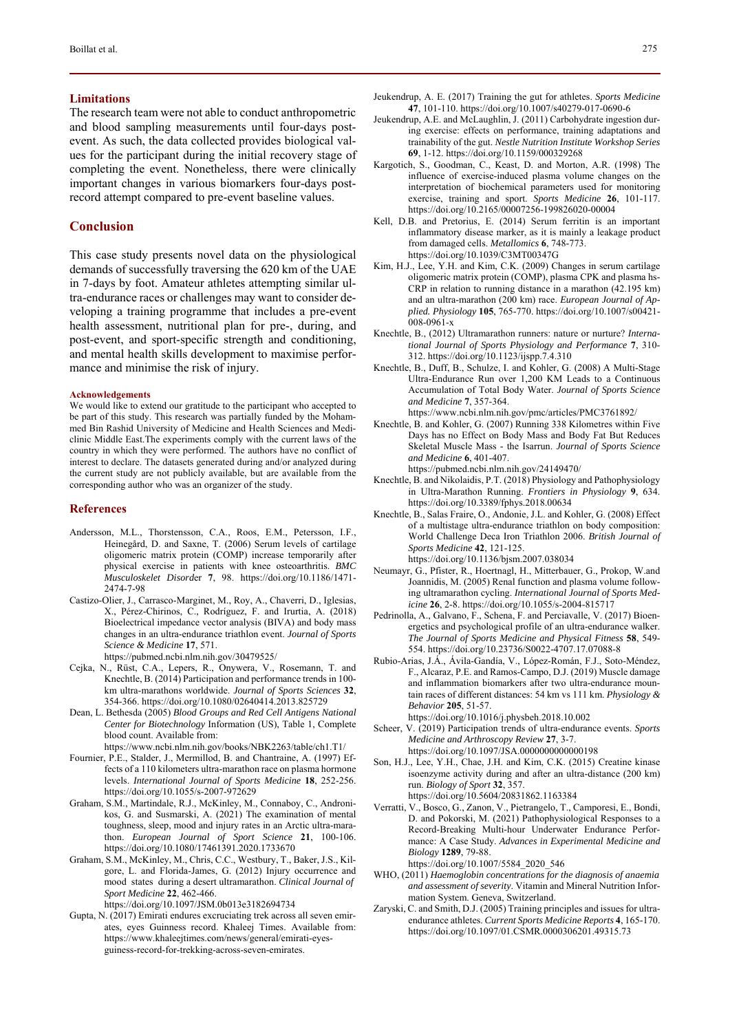## Limitations

The research team were not able to conduct anthropometric and blood sampling measurements until four-days post-event. As such, the data collected provides biological values for the participant during the initial recovery stage of completing the event. Nonetheless, there were clinically important changes in various biomarkers four-days post-record attempt compared to pre-event baseline values.

## Conclusion

This case study presents novel data on the physiological demands of successfully traversing the 620 km of the UAE in 7-days by foot. Amateur athletes attempting similar ultra-endurance races or challenges may want to consider developing a training programme that includes a pre-event health assessment, nutritional plan for pre-, during, and post-event, and sport-specific strength and conditioning, and mental health skills development to maximise performance and minimise the risk of injury.

#### Acknowledgements

We would like to extend our gratitude to the participant who accepted to be part of this study. This research was partially funded by the Mohammed Bin Rashid University of Medicine and Health Sciences and Mediclinic Middle East.The experiments comply with the current laws of the country in which they were performed. The authors have no conflict of interest to declare. The datasets generated during and/or analyzed during the current study are not publicly available, but are available from the corresponding author who was an organizer of the study.

## References

Andersson, M.L., Thorstensson, C.A., Roos, E.M., Petersson, I.F., Heinegård, D. and Saxne, T. (2006) Serum levels of cartilage oligomeric matrix protein (COMP) increase temporarily after physical exercise in patients with knee osteoarthritis. *BMC Musculoskelet Disorder* **7**, 98. https://doi.org/10.1186/1471-2474-7-98

Castizo-Olier, J., Carrasco-Marginet, M., Roy, A., Chaverri, D., Iglesias, X., Pérez-Chirinos, C., Rodríguez, F. and Irurtia, A. (2018) Bioelectrical impedance vector analysis (BIVA) and body mass changes in an ultra-endurance triathlon event. *Journal of Sports Science & Medicine* **17**, 571. https://pubmed.ncbi.nlm.nih.gov/30479525/

Cejka, N., Rüst, C.A., Lepers, R., Onywera, V., Rosemann, T. and Knechtle, B. (2014) Participation and performance trends in 100-km ultra-marathons worldwide. *Journal of Sports Sciences* **32**, 354-366. https://doi.org/10.1080/02640414.2013.825729

Dean, L. Bethesda (2005) *Blood Groups and Red Cell Antigens National Center for Biotechnology* Information (US), Table 1, Complete blood count. Available from: https://www.ncbi.nlm.nih.gov/books/NBK2263/table/ch1.T1/

Fournier, P.E., Stalder, J., Mermillod, B. and Chantraine, A. (1997) Effects of a 110 kilometers ultra-marathon race on plasma hormone levels. *International Journal of Sports Medicine* **18**, 252-256. https://doi.org/10.1055/s-2007-972629

Graham, S.M., Martindale, R.J., McKinley, M., Connaboy, C., Andronikos, G. and Susmarski, A. (2021) The examination of mental toughness, sleep, mood and injury rates in an Arctic ultra-marathon. *European Journal of Sport Science* **21**, 100-106. https://doi.org/10.1080/17461391.2020.1733670

Graham, S.M., McKinley, M., Chris, C.C., Westbury, T., Baker, J.S., Kilgore, L. and Florida-James, G. (2012) Injury occurrence and mood states during a desert ultramarathon. *Clinical Journal of Sport Medicine* **22**, 462-466. https://doi.org/10.1097/JSM.0b013e3182694734

Gupta, N. (2017) Emirati endures excruciating trek across all seven emirates, eyes Guinness record. Khaleej Times. Available from: https://www.khaleejtimes.com/news/general/emirati-eyes-guiness-record-for-trekking-across-seven-emirates.

Jeukendrup, A. E. (2017) Training the gut for athletes. *Sports Medicine* **47**, 101-110. https://doi.org/10.1007/s40279-017-0690-6

Jeukendrup, A.E. and McLaughlin, J. (2011) Carbohydrate ingestion during exercise: effects on performance, training adaptations and trainability of the gut. *Nestle Nutrition Institute Workshop Series* **69**, 1-12. https://doi.org/10.1159/000329268

Kargotich, S., Goodman, C., Keast, D. and Morton, A.R. (1998) The influence of exercise-induced plasma volume changes on the interpretation of biochemical parameters used for monitoring exercise, training and sport. *Sports Medicine* **26**, 101-117. https://doi.org/10.2165/00007256-199826020-00004

Kell, D.B. and Pretorius, E. (2014) Serum ferritin is an important inflammatory disease marker, as it is mainly a leakage product from damaged cells. *Metallomics* **6**, 748-773. https://doi.org/10.1039/C3MT00347G

Kim, H.J., Lee, Y.H. and Kim, C.K. (2009) Changes in serum cartilage oligomeric matrix protein (COMP), plasma CPK and plasma hs-CRP in relation to running distance in a marathon (42.195 km) and an ultra-marathon (200 km) race. *European Journal of Applied. Physiology* **105**, 765-770. https://doi.org/10.1007/s00421-008-0961-x

Knechtle, B., (2012) Ultramarathon runners: nature or nurture? *International Journal of Sports Physiology and Performance* **7**, 310-312. https://doi.org/10.1123/ijspp.7.4.310

Knechtle, B., Duff, B., Schulze, I. and Kohler, G. (2008) A Multi-Stage Ultra-Endurance Run over 1,200 KM Leads to a Continuous Accumulation of Total Body Water. *Journal of Sports Science and Medicine* **7**, 357-364. https://www.ncbi.nlm.nih.gov/pmc/articles/PMC3761892/

Knechtle, B. and Kohler, G. (2007) Running 338 Kilometres within Five Days has no Effect on Body Mass and Body Fat But Reduces Skeletal Muscle Mass - the Isarrun. *Journal of Sports Science and Medicine* **6**, 401-407. https://pubmed.ncbi.nlm.nih.gov/24149470/

Knechtle, B. and Nikolaidis, P.T. (2018) Physiology and Pathophysiology in Ultra-Marathon Running. *Frontiers in Physiology* **9**, 634. https://doi.org/10.3389/fphys.2018.00634

Knechtle, B., Salas Fraire, O., Andonie, J.L. and Kohler, G. (2008) Effect of a multistage ultra-endurance triathlon on body composition: World Challenge Deca Iron Triathlon 2006. *British Journal of Sports Medicine* **42**, 121-125. https://doi.org/10.1136/bjsm.2007.038034

Neumayr, G., Pfister, R., Hoertnagl, H., Mitterbauer, G., Prokop, W.and Joannidis, M. (2005) Renal function and plasma volume following ultramarathon cycling. *International Journal of Sports Medicine* **26**, 2-8. https://doi.org/10.1055/s-2004-815717

Pedrinolla, A., Galvano, F., Schena, F. and Perciavalle, V. (2017) Bioenergetics and psychological profile of an ultra-endurance walker. *The Journal of Sports Medicine and Physical Fitness* **58**, 549-554. https://doi.org/10.23736/S0022-4707.17.07088-8

Rubio-Arias, J.Á., Ávila-Gandía, V., López-Román, F.J., Soto-Méndez, F., Alcaraz, P.E. and Ramos-Campo, D.J. (2019) Muscle damage and inflammation biomarkers after two ultra-endurance mountain races of different distances: 54 km vs 111 km. *Physiology & Behavior* **205**, 51-57. https://doi.org/10.1016/j.physbeh.2018.10.002

Scheer, V. (2019) Participation trends of ultra-endurance events. *Sports Medicine and Arthroscopy Review* **27**, 3-7. https://doi.org/10.1097/JSA.0000000000000198

Son, H.J., Lee, Y.H., Chae, J.H. and Kim, C.K. (2015) Creatine kinase isoenzyme activity during and after an ultra-distance (200 km) run. *Biology of Sport* **32**, 357. https://doi.org/10.5604/20831862.1163384

Verratti, V., Bosco, G., Zanon, V., Pietrangelo, T., Camporesi, E., Bondi, D. and Pokorski, M. (2021) Pathophysiological Responses to a Record-Breaking Multi-hour Underwater Endurance Performance: A Case Study. *Advances in Experimental Medicine and Biology* **1289**, 79-88. https://doi.org/10.1007/5584_2020_546

WHO, (2011) *Haemoglobin concentrations for the diagnosis of anaemia and assessment of severity*. Vitamin and Mineral Nutrition Information System. Geneva, Switzerland.

Zaryski, C. and Smith, D.J. (2005) Training principles and issues for ultra-endurance athletes. *Current Sports Medicine Reports* **4**, 165-170. https://doi.org/10.1097/01.CSMR.0000306201.49315.73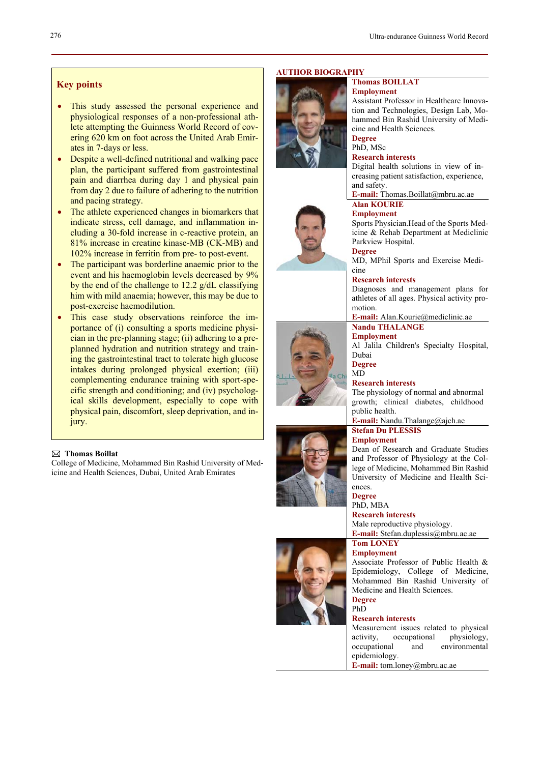## Key points

- This study assessed the personal experience and physiological responses of a non-professional athlete attempting the Guinness World Record of covering 620 km on foot across the United Arab Emirates in 7-days or less.
- Despite a well-defined nutritional and walking pace plan, the participant suffered from gastrointestinal pain and diarrhea during day 1 and physical pain from day 2 due to failure of adhering to the nutrition and pacing strategy.
- The athlete experienced changes in biomarkers that indicate stress, cell damage, and inflammation including a 30-fold increase in c-reactive protein, an 81% increase in creatine kinase-MB (CK-MB) and 102% increase in ferritin from pre- to post-event.
- The participant was borderline anaemic prior to the event and his haemoglobin levels decreased by 9% by the end of the challenge to 12.2 g/dL classifying him with mild anaemia; however, this may be due to post-exercise haemodilution.
- This case study observations reinforce the importance of (i) consulting a sports medicine physician in the pre-planning stage; (ii) adhering to a preplanned hydration and nutrition strategy and training the gastrointestinal tract to tolerate high glucose intakes during prolonged physical exertion; (iii) complementing endurance training with sport-specific strength and conditioning; and (iv) psychological skills development, especially to cope with physical pain, discomfort, sleep deprivation, and injury.

✉ **Thomas Boillat**
College of Medicine, Mohammed Bin Rashid University of Medicine and Health Sciences, Dubai, United Arab Emirates

## AUTHOR BIOGRAPHY

**Thomas BOILLAT**
**Employment**
Assistant Professor in Healthcare Innovation and Technologies, Design Lab, Mohammed Bin Rashid University of Medicine and Health Sciences.
**Degree**
PhD, MSc
**Research interests**
Digital health solutions in view of increasing patient satisfaction, experience, and safety.
**E-mail:** Thomas.Boillat@mbru.ac.ae

**Alan KOURIE**
**Employment**
Sports Physician.Head of the Sports Medicine & Rehab Department at Mediclinic Parkview Hospital.
**Degree**
MD, MPhil Sports and Exercise Medicine
**Research interests**
Diagnoses and management plans for athletes of all ages. Physical activity promotion.
**E-mail:** Alan.Kourie@mediclinic.ae

**Nandu THALANGE**
**Employment**
Al Jalila Children's Specialty Hospital, Dubai
**Degree**
MD
**Research interests**
The physiology of normal and abnormal growth; clinical diabetes, childhood public health.
**E-mail:** Nandu.Thalange@ajch.ae

**Stefan Du PLESSIS**
**Employment**
Dean of Research and Graduate Studies and Professor of Physiology at the College of Medicine, Mohammed Bin Rashid University of Medicine and Health Sciences.
**Degree**
PhD, MBA
**Research interests**
Male reproductive physiology.
**E-mail:** Stefan.duplessis@mbru.ac.ae

**Tom LONEY**
**Employment**
Associate Professor of Public Health & Epidemiology, College of Medicine, Mohammed Bin Rashid University of Medicine and Health Sciences.
**Degree**
PhD
**Research interests**
Measurement issues related to physical activity, occupational physiology, occupational and environmental epidemiology.
**E-mail:** tom.loney@mbru.ac.ae